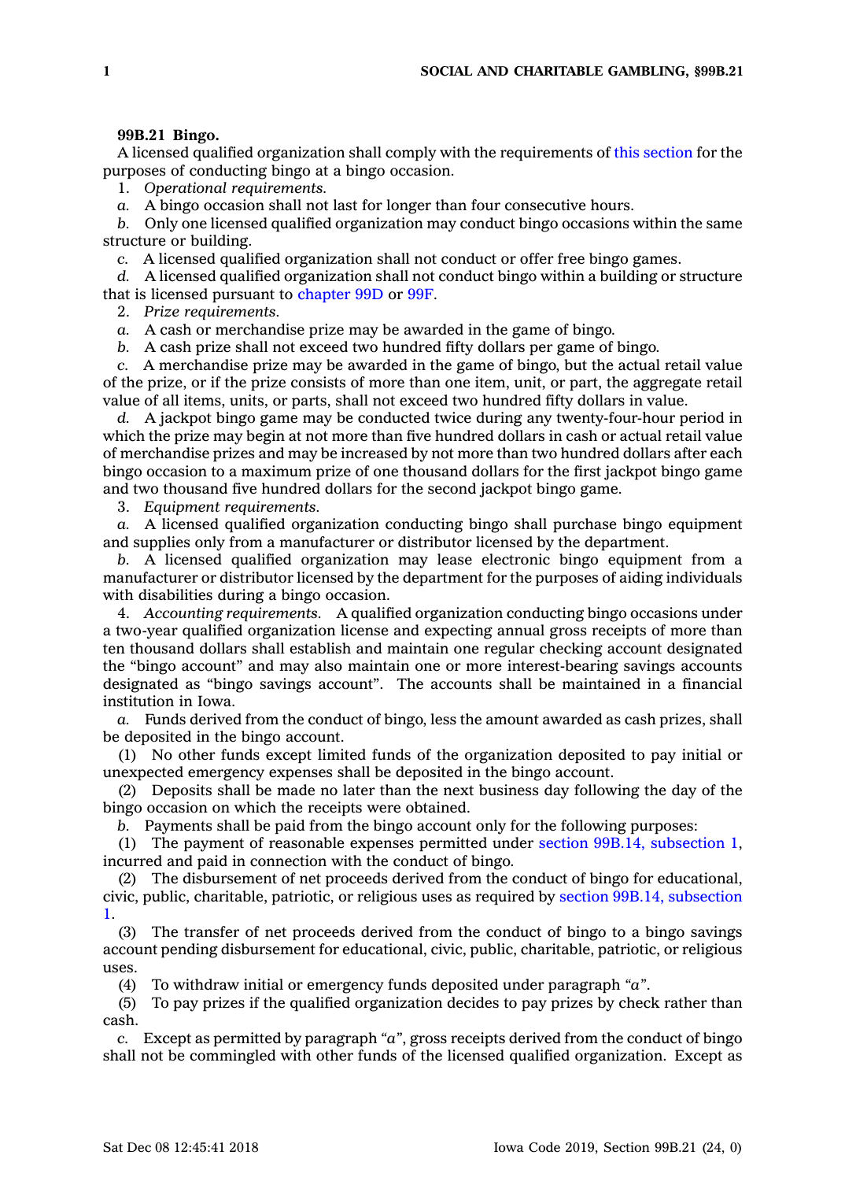**99B.21 Bingo.**

A licensed qualified organization shall comply with the requirements of this section for the purposes of conducting bingo at a bingo occasion.

1. *Operational requirements.*

*a.* A bingo occasion shall not last for longer than four consecutive hours.

*b.* Only one licensed qualified organization may conduct bingo occasions within the same structure or building.

*c.* A licensed qualified organization shall not conduct or offer free bingo games.

*d.* A licensed qualified organization shall not conduct bingo within a building or structure that is licensed pursuant to chapter 99D or 99F.

2. *Prize requirements.*

*a.* A cash or merchandise prize may be awarded in the game of bingo.

*b.* A cash prize shall not exceed two hundred fifty dollars per game of bingo.

*c.* A merchandise prize may be awarded in the game of bingo, but the actual retail value of the prize, or if the prize consists of more than one item, unit, or part, the aggregate retail value of all items, units, or parts, shall not exceed two hundred fifty dollars in value.

*d.* A jackpot bingo game may be conducted twice during any twenty-four-hour period in which the prize may begin at not more than five hundred dollars in cash or actual retail value of merchandise prizes and may be increased by not more than two hundred dollars after each bingo occasion to a maximum prize of one thousand dollars for the first jackpot bingo game and two thousand five hundred dollars for the second jackpot bingo game.

3. *Equipment requirements.*

*a.* A licensed qualified organization conducting bingo shall purchase bingo equipment and supplies only from a manufacturer or distributor licensed by the department.

*b.* A licensed qualified organization may lease electronic bingo equipment from a manufacturer or distributor licensed by the department for the purposes of aiding individuals with disabilities during a bingo occasion.

4. *Accounting requirements.* A qualified organization conducting bingo occasions under a two-year qualified organization license and expecting annual gross receipts of more than ten thousand dollars shall establish and maintain one regular checking account designated the "bingo account" and may also maintain one or more interest-bearing savings accounts designated as "bingo savings account". The accounts shall be maintained in a financial institution in Iowa.

*a.* Funds derived from the conduct of bingo, less the amount awarded as cash prizes, shall be deposited in the bingo account.

(1) No other funds except limited funds of the organization deposited to pay initial or unexpected emergency expenses shall be deposited in the bingo account.

(2) Deposits shall be made no later than the next business day following the day of the bingo occasion on which the receipts were obtained.

*b.* Payments shall be paid from the bingo account only for the following purposes:

(1) The payment of reasonable expenses permitted under section 99B.14, subsection 1, incurred and paid in connection with the conduct of bingo.

(2) The disbursement of net proceeds derived from the conduct of bingo for educational, civic, public, charitable, patriotic, or religious uses as required by section 99B.14, subsection 1.

(3) The transfer of net proceeds derived from the conduct of bingo to a bingo savings account pending disbursement for educational, civic, public, charitable, patriotic, or religious uses.

(4) To withdraw initial or emergency funds deposited under paragraph *"a"*.

(5) To pay prizes if the qualified organization decides to pay prizes by check rather than cash.

*c.* Except as permitted by paragraph *"a"*, gross receipts derived from the conduct of bingo shall not be commingled with other funds of the licensed qualified organization. Except as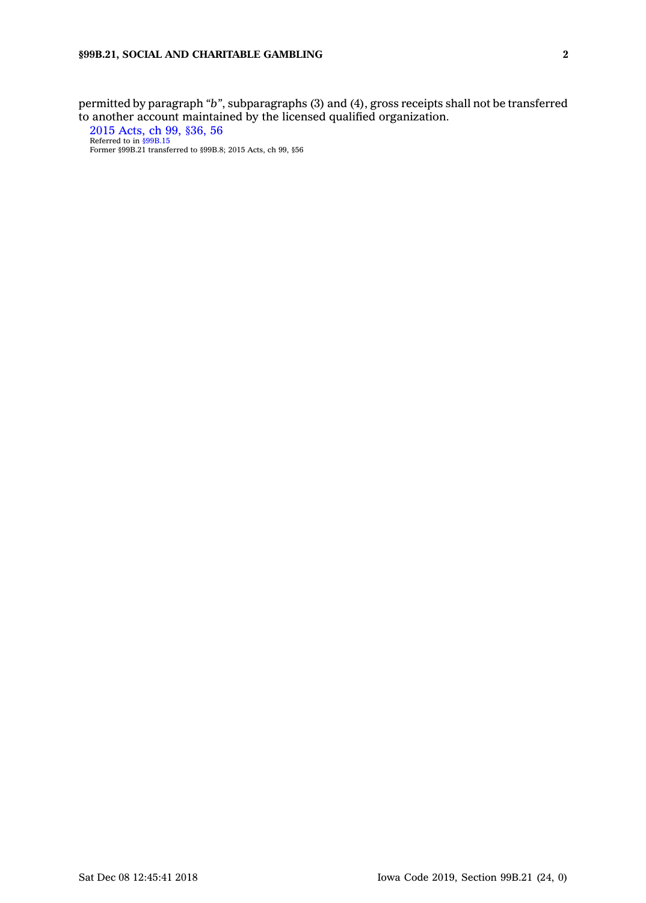permitted by paragraph "*b*", subparagraphs (3) and (4), gross receipts shall not be transferred to another account maintained by the licensed qualified organization.

2015 Acts, ch 99, §36, 56

Referred to in §99B.15

Former §99B.21 transferred to §99B.8; 2015 Acts, ch 99, §56